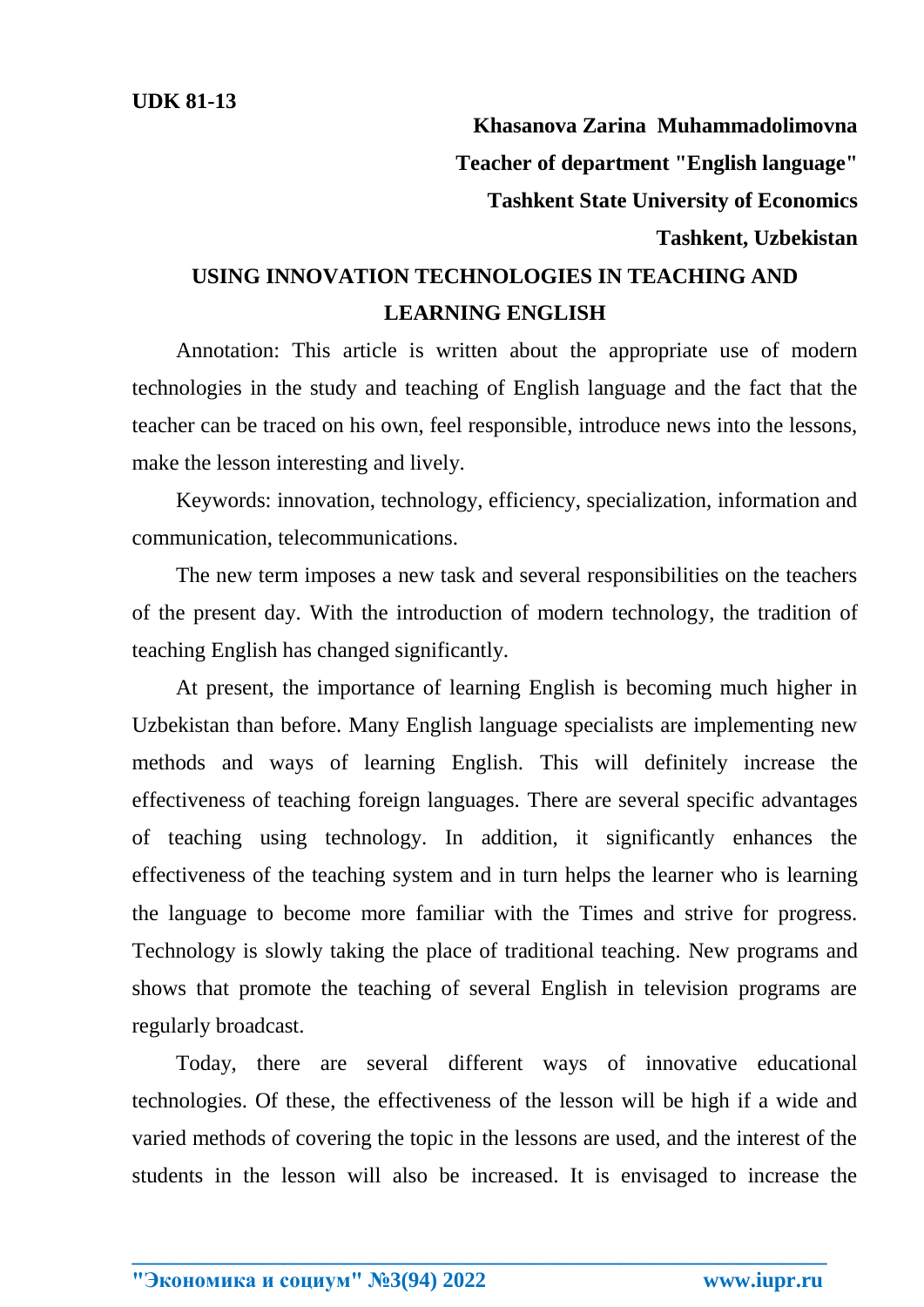**UDK 81-13**

**Khasanova Zarina Muhammadolimovna**

**Teacher of department "English language"**

**Tashkent State University of Economics**

**Tashkent, Uzbekistan**

# USING INNOVATION TECHNOLOGIES IN TEACHING AND LEARNING ENGLISH

Annotation: This article is written about the appropriate use of modern technologies in the study and teaching of English language and the fact that the teacher can be traced on his own, feel responsible, introduce news into the lessons, make the lesson interesting and lively.

Keywords: innovation, technology, efficiency, specialization, information and communication, telecommunications.

The new term imposes a new task and several responsibilities on the teachers of the present day. With the introduction of modern technology, the tradition of teaching English has changed significantly.

At present, the importance of learning English is becoming much higher in Uzbekistan than before. Many English language specialists are implementing new methods and ways of learning English. This will definitely increase the effectiveness of teaching foreign languages. There are several specific advantages of teaching using technology. In addition, it significantly enhances the effectiveness of the teaching system and in turn helps the learner who is learning the language to become more familiar with the Times and strive for progress. Technology is slowly taking the place of traditional teaching. New programs and shows that promote the teaching of several English in television programs are regularly broadcast.

Today, there are several different ways of innovative educational technologies. Of these, the effectiveness of the lesson will be high if a wide and varied methods of covering the topic in the lessons are used, and the interest of the students in the lesson will also be increased. It is envisaged to increase the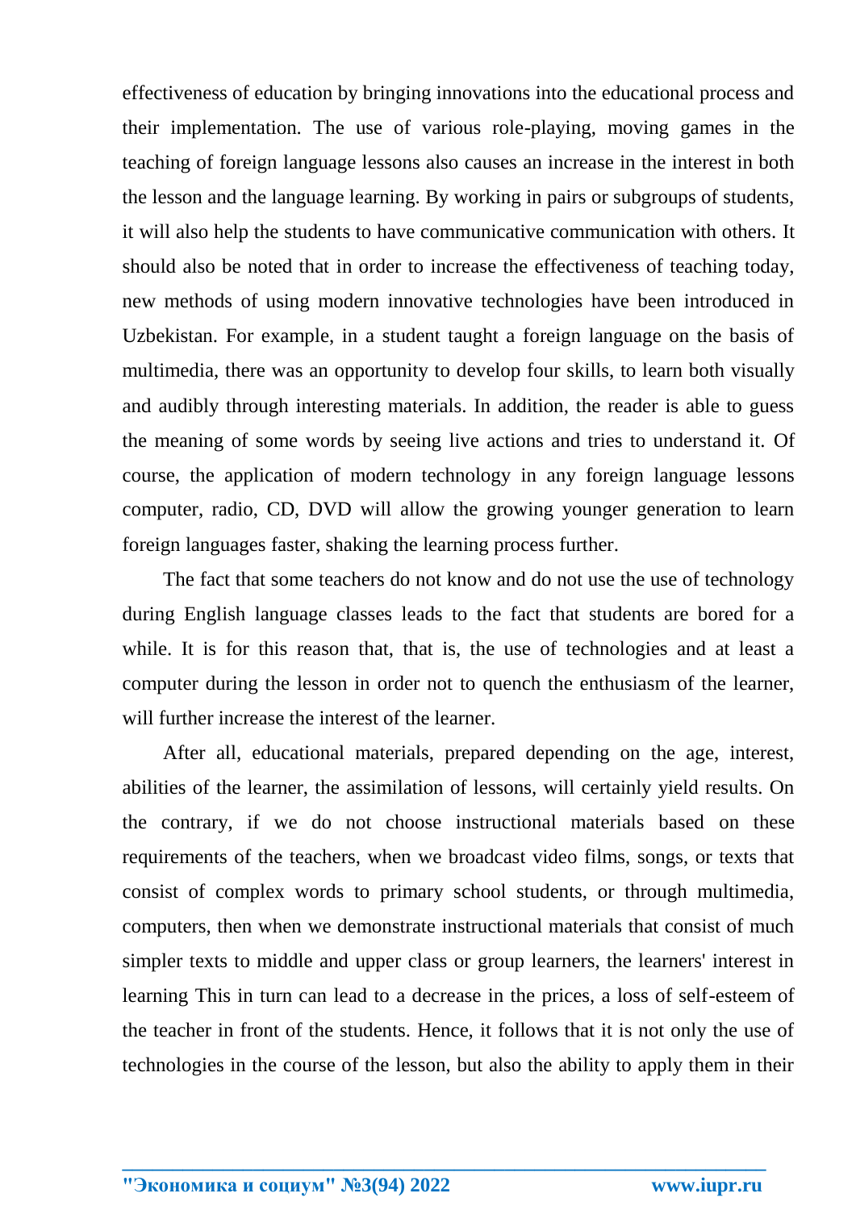effectiveness of education by bringing innovations into the educational process and their implementation. The use of various role-playing, moving games in the teaching of foreign language lessons also causes an increase in the interest in both the lesson and the language learning. By working in pairs or subgroups of students, it will also help the students to have communicative communication with others. It should also be noted that in order to increase the effectiveness of teaching today, new methods of using modern innovative technologies have been introduced in Uzbekistan. For example, in a student taught a foreign language on the basis of multimedia, there was an opportunity to develop four skills, to learn both visually and audibly through interesting materials. In addition, the reader is able to guess the meaning of some words by seeing live actions and tries to understand it. Of course, the application of modern technology in any foreign language lessons computer, radio, CD, DVD will allow the growing younger generation to learn foreign languages faster, shaking the learning process further.

The fact that some teachers do not know and do not use the use of technology during English language classes leads to the fact that students are bored for a while. It is for this reason that, that is, the use of technologies and at least a computer during the lesson in order not to quench the enthusiasm of the learner, will further increase the interest of the learner.

After all, educational materials, prepared depending on the age, interest, abilities of the learner, the assimilation of lessons, will certainly yield results. On the contrary, if we do not choose instructional materials based on these requirements of the teachers, when we broadcast video films, songs, or texts that consist of complex words to primary school students, or through multimedia, computers, then when we demonstrate instructional materials that consist of much simpler texts to middle and upper class or group learners, the learners' interest in learning This in turn can lead to a decrease in the prices, a loss of self-esteem of the teacher in front of the students. Hence, it follows that it is not only the use of technologies in the course of the lesson, but also the ability to apply them in their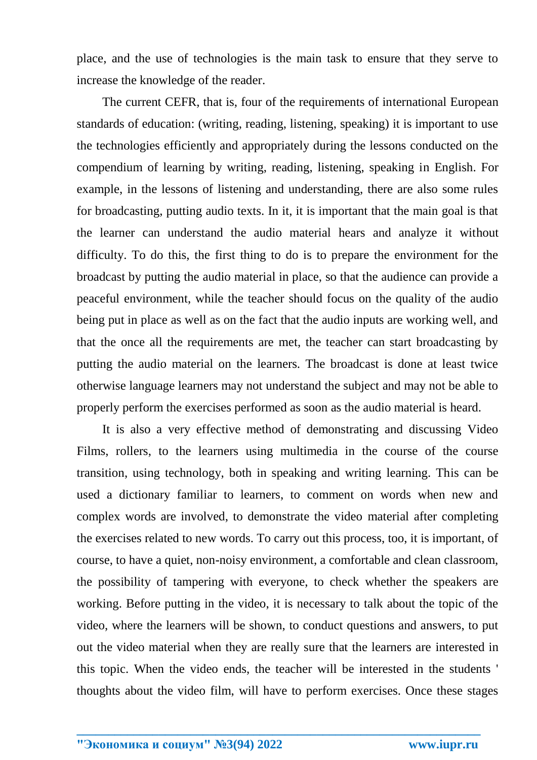place, and the use of technologies is the main task to ensure that they serve to increase the knowledge of the reader.

The current CEFR, that is, four of the requirements of international European standards of education: (writing, reading, listening, speaking) it is important to use the technologies efficiently and appropriately during the lessons conducted on the compendium of learning by writing, reading, listening, speaking in English. For example, in the lessons of listening and understanding, there are also some rules for broadcasting, putting audio texts. In it, it is important that the main goal is that the learner can understand the audio material hears and analyze it without difficulty. To do this, the first thing to do is to prepare the environment for the broadcast by putting the audio material in place, so that the audience can provide a peaceful environment, while the teacher should focus on the quality of the audio being put in place as well as on the fact that the audio inputs are working well, and that the once all the requirements are met, the teacher can start broadcasting by putting the audio material on the learners. The broadcast is done at least twice otherwise language learners may not understand the subject and may not be able to properly perform the exercises performed as soon as the audio material is heard.

It is also a very effective method of demonstrating and discussing Video Films, rollers, to the learners using multimedia in the course of the course transition, using technology, both in speaking and writing learning. This can be used a dictionary familiar to learners, to comment on words when new and complex words are involved, to demonstrate the video material after completing the exercises related to new words. To carry out this process, too, it is important, of course, to have a quiet, non-noisy environment, a comfortable and clean classroom, the possibility of tampering with everyone, to check whether the speakers are working. Before putting in the video, it is necessary to talk about the topic of the video, where the learners will be shown, to conduct questions and answers, to put out the video material when they are really sure that the learners are interested in this topic. When the video ends, the teacher will be interested in the students ' thoughts about the video film, will have to perform exercises. Once these stages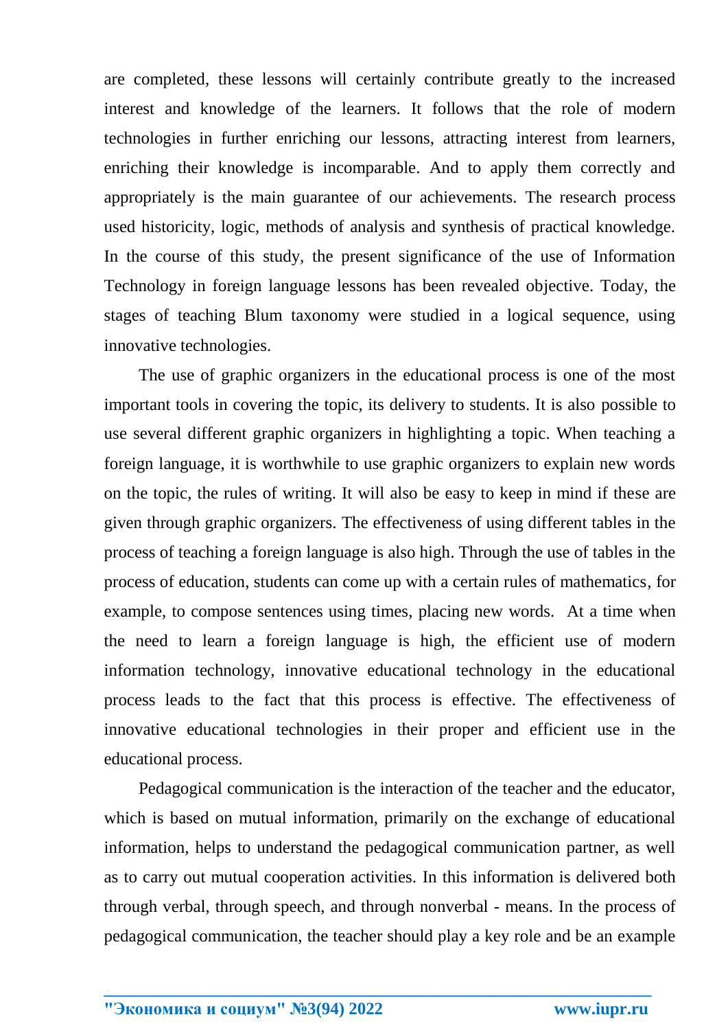are completed, these lessons will certainly contribute greatly to the increased interest and knowledge of the learners. It follows that the role of modern technologies in further enriching our lessons, attracting interest from learners, enriching their knowledge is incomparable. And to apply them correctly and appropriately is the main guarantee of our achievements. The research process used historicity, logic, methods of analysis and synthesis of practical knowledge. In the course of this study, the present significance of the use of Information Technology in foreign language lessons has been revealed objective. Today, the stages of teaching Blum taxonomy were studied in a logical sequence, using innovative technologies.

The use of graphic organizers in the educational process is one of the most important tools in covering the topic, its delivery to students. It is also possible to use several different graphic organizers in highlighting a topic. When teaching a foreign language, it is worthwhile to use graphic organizers to explain new words on the topic, the rules of writing. It will also be easy to keep in mind if these are given through graphic organizers. The effectiveness of using different tables in the process of teaching a foreign language is also high. Through the use of tables in the process of education, students can come up with a certain rules of mathematics, for example, to compose sentences using times, placing new words. At a time when the need to learn a foreign language is high, the efficient use of modern information technology, innovative educational technology in the educational process leads to the fact that this process is effective. The effectiveness of innovative educational technologies in their proper and efficient use in the educational process.

Pedagogical communication is the interaction of the teacher and the educator, which is based on mutual information, primarily on the exchange of educational information, helps to understand the pedagogical communication partner, as well as to carry out mutual cooperation activities. In this information is delivered both through verbal, through speech, and through nonverbal - means. In the process of pedagogical communication, the teacher should play a key role and be an example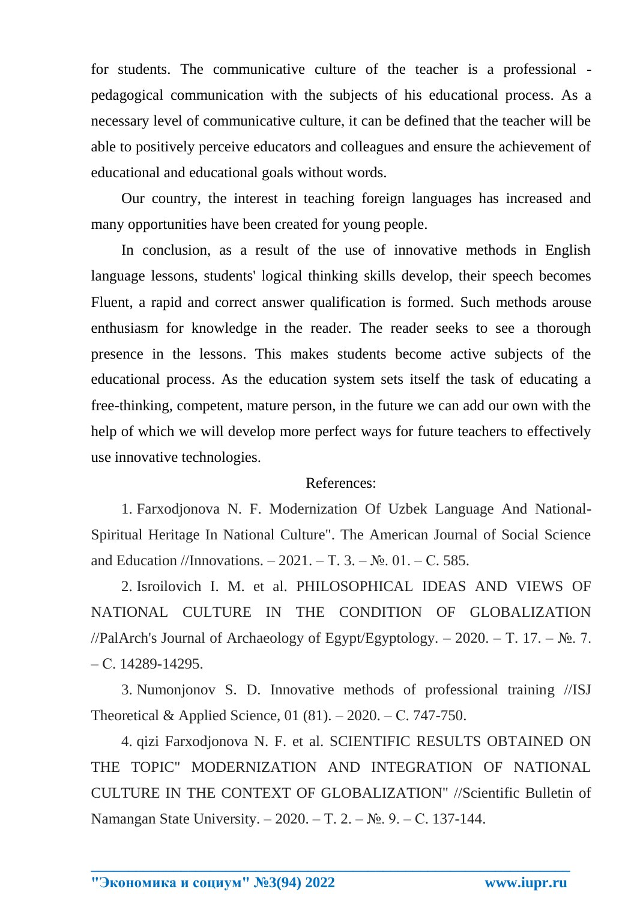for students. The communicative culture of the teacher is a professional - pedagogical communication with the subjects of his educational process. As a necessary level of communicative culture, it can be defined that the teacher will be able to positively perceive educators and colleagues and ensure the achievement of educational and educational goals without words.

Our country, the interest in teaching foreign languages has increased and many opportunities have been created for young people.

In conclusion, as a result of the use of innovative methods in English language lessons, students' logical thinking skills develop, their speech becomes Fluent, a rapid and correct answer qualification is formed. Such methods arouse enthusiasm for knowledge in the reader. The reader seeks to see a thorough presence in the lessons. This makes students become active subjects of the educational process. As the education system sets itself the task of educating a free-thinking, competent, mature person, in the future we can add our own with the help of which we will develop more perfect ways for future teachers to effectively use innovative technologies.

References:

1. Farxodjonova N. F. Modernization Of Uzbek Language And National-Spiritual Heritage In National Culture". The American Journal of Social Science and Education //Innovations. – 2021. – Т. 3. – №. 01. – С. 585.

2. Isroilovich I. M. et al. PHILOSOPHICAL IDEAS AND VIEWS OF NATIONAL CULTURE IN THE CONDITION OF GLOBALIZATION //PalArch's Journal of Archaeology of Egypt/Egyptology. – 2020. – Т. 17. – №. 7. – С. 14289-14295.

3. Numonjonov S. D. Innovative methods of professional training //ISJ Theoretical & Applied Science, 01 (81). – 2020. – С. 747-750.

4. qizi Farxodjonova N. F. et al. SCIENTIFIC RESULTS OBTAINED ON THE TOPIC" MODERNIZATION AND INTEGRATION OF NATIONAL CULTURE IN THE CONTEXT OF GLOBALIZATION" //Scientific Bulletin of Namangan State University. – 2020. – Т. 2. – №. 9. – С. 137-144.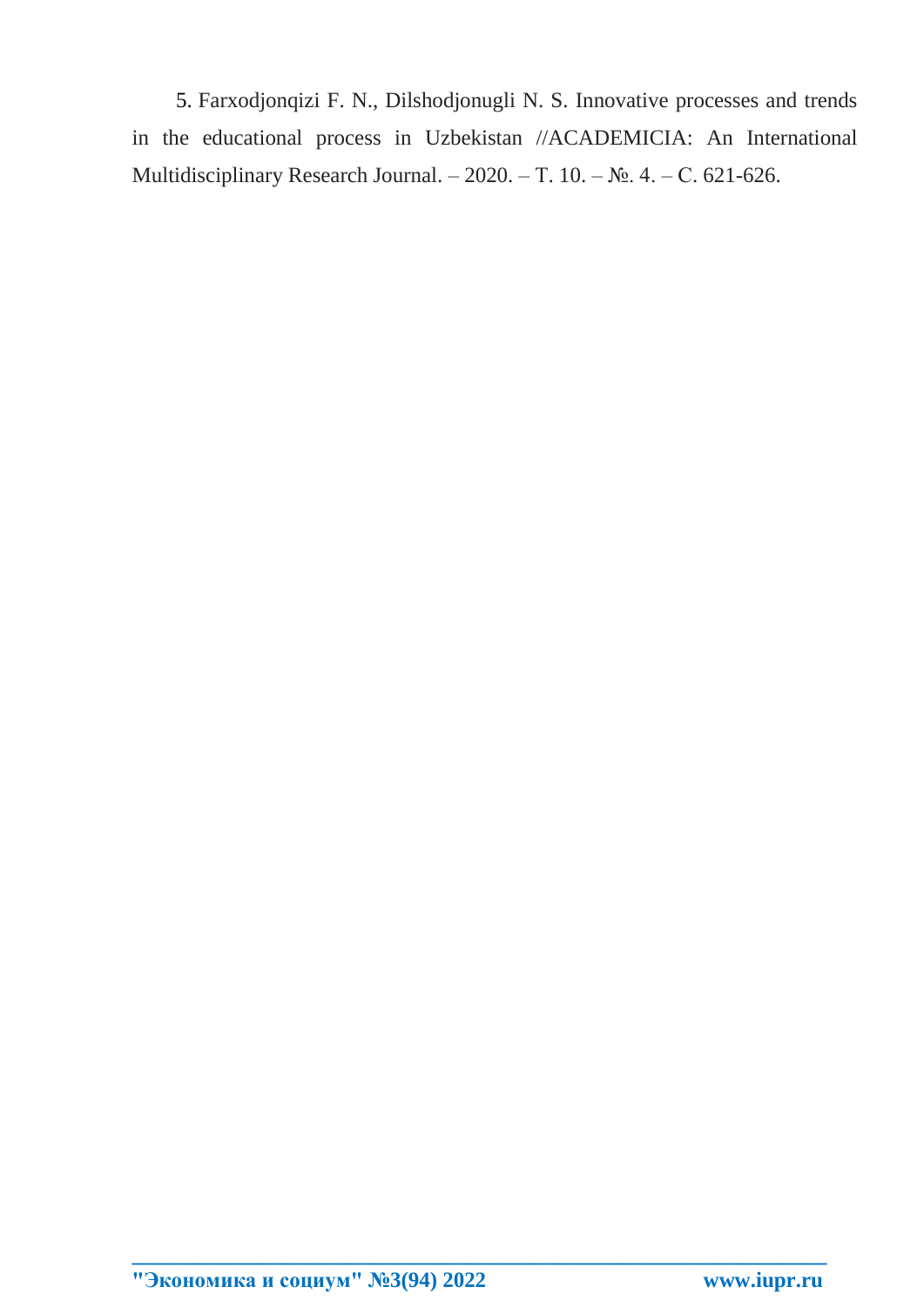5. Farxodjonqizi F. N., Dilshodjonugli N. S. Innovative processes and trends in the educational process in Uzbekistan //ACADEMICIA: An International Multidisciplinary Research Journal. – 2020. – T. 10. – №. 4. – C. 621-626.